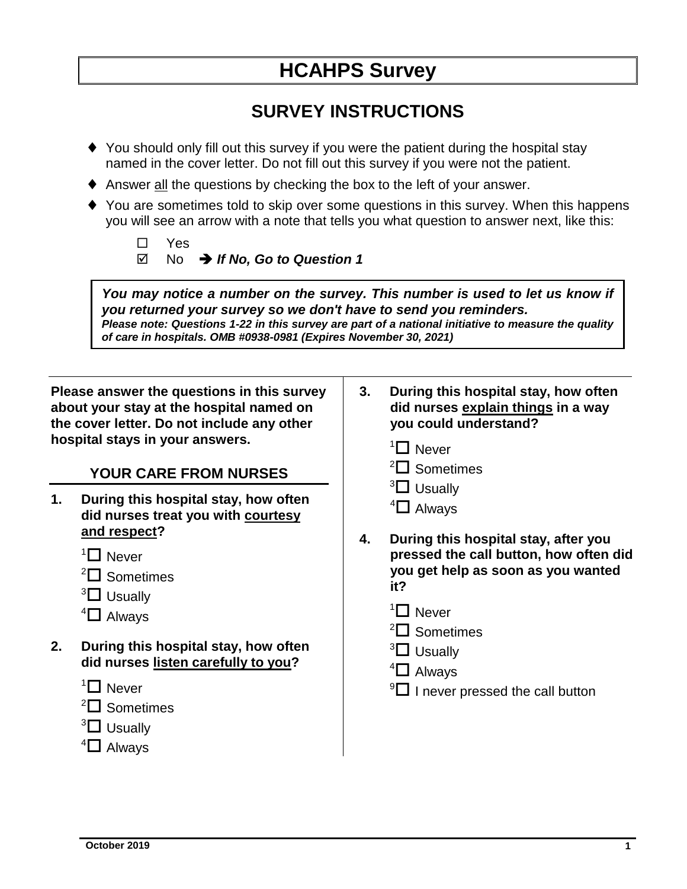# HCAHPS Survey

## SURVEY INSTRUCTIONS

- ♦ You should only fill out this survey if you were the patient during the hospital stay named in the cover letter. Do not fill out this survey if you were not the patient.
- ♦ Answer all the questions by checking the box to the left of your answer.
- ♦ You are sometimes told to skip over some questions in this survey. When this happens you will see an arrow with a note that tells you what question to answer next, like this:

  ☐ Yes
  ☑ No ➔ ***If No, Go to Question 1***

***You may notice a number on the survey. This number is used to let us know if you returned your survey so we don't have to send you reminders.***
***Please note: Questions 1-22 in this survey are part of a national initiative to measure the quality of care in hospitals. OMB #0938-0981 (Expires November 30, 2021)***

**Please answer the questions in this survey about your stay at the hospital named on the cover letter. Do not include any other hospital stays in your answers.**

### YOUR CARE FROM NURSES

**1. During this hospital stay, how often did nurses treat you with courtesy and respect?**

1☐ Never
2☐ Sometimes
3☐ Usually
4☐ Always

**2. During this hospital stay, how often did nurses listen carefully to you?**

1☐ Never
2☐ Sometimes
3☐ Usually
4☐ Always

**3. During this hospital stay, how often did nurses explain things in a way you could understand?**

1☐ Never
2☐ Sometimes
3☐ Usually
4☐ Always

**4. During this hospital stay, after you pressed the call button, how often did you get help as soon as you wanted it?**

1☐ Never
2☐ Sometimes
3☐ Usually
4☐ Always
9☐ I never pressed the call button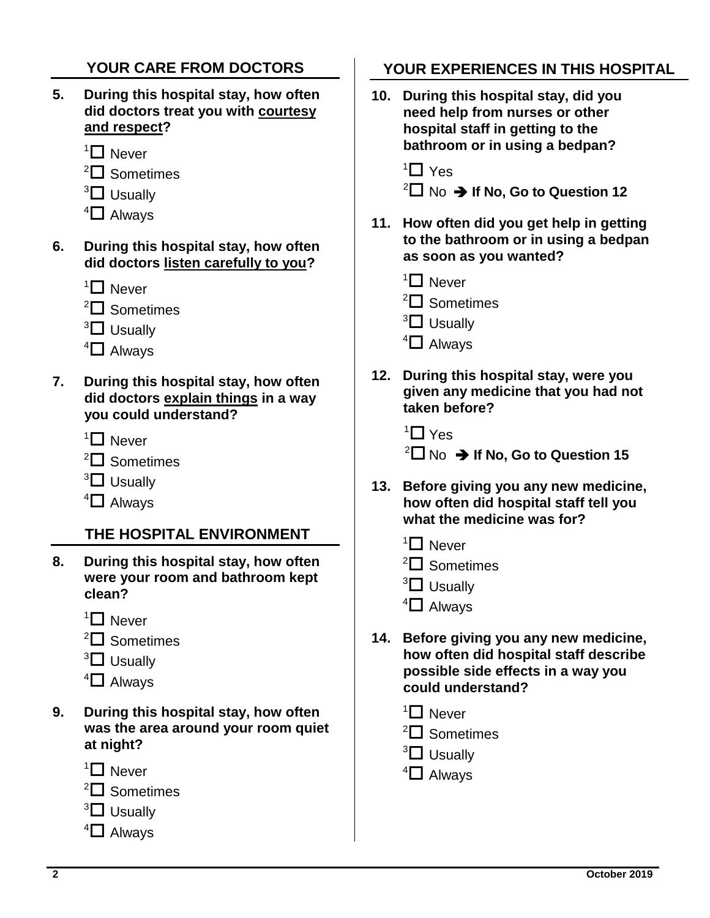## YOUR CARE FROM DOCTORS

**5. During this hospital stay, how often did doctors treat you with <u>courtesy and respect</u>?**

- 1 ☐ Never
- 2 ☐ Sometimes
- 3 ☐ Usually
- 4 ☐ Always

**6. During this hospital stay, how often did doctors <u>listen carefully to you</u>?**

- 1 ☐ Never
- 2 ☐ Sometimes
- 3 ☐ Usually
- 4 ☐ Always

**7. During this hospital stay, how often did doctors <u>explain things</u> in a way you could understand?**

- 1 ☐ Never
- 2 ☐ Sometimes
- 3 ☐ Usually
- 4 ☐ Always

## THE HOSPITAL ENVIRONMENT

**8. During this hospital stay, how often were your room and bathroom kept clean?**

- 1 ☐ Never
- 2 ☐ Sometimes
- 3 ☐ Usually
- 4 ☐ Always

**9. During this hospital stay, how often was the area around your room quiet at night?**

- 1 ☐ Never
- 2 ☐ Sometimes
- 3 ☐ Usually
- 4 ☐ Always

## YOUR EXPERIENCES IN THIS HOSPITAL

**10. During this hospital stay, did you need help from nurses or other hospital staff in getting to the bathroom or in using a bedpan?**

- 1 ☐ Yes
- 2 ☐ No ➔ **If No, Go to Question 12**

**11. How often did you get help in getting to the bathroom or in using a bedpan as soon as you wanted?**

- 1 ☐ Never
- 2 ☐ Sometimes
- 3 ☐ Usually
- 4 ☐ Always

**12. During this hospital stay, were you given any medicine that you had not taken before?**

- 1 ☐ Yes
- 2 ☐ No ➔ **If No, Go to Question 15**

**13. Before giving you any new medicine, how often did hospital staff tell you what the medicine was for?**

- 1 ☐ Never
- 2 ☐ Sometimes
- 3 ☐ Usually
- 4 ☐ Always

**14. Before giving you any new medicine, how often did hospital staff describe possible side effects in a way you could understand?**

- 1 ☐ Never
- 2 ☐ Sometimes
- 3 ☐ Usually
- 4 ☐ Always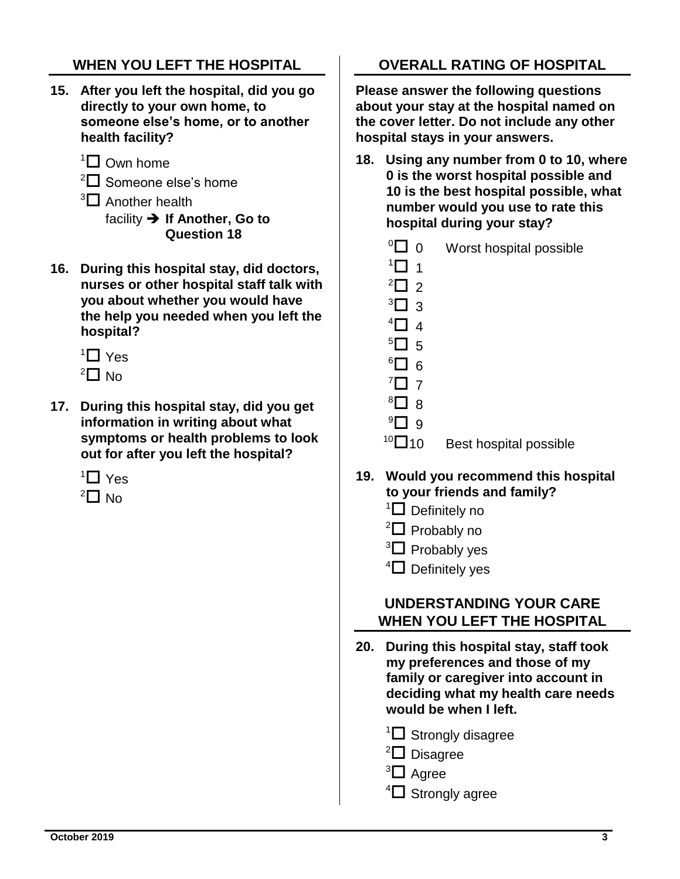## WHEN YOU LEFT THE HOSPITAL

**15. After you left the hospital, did you go directly to your own home, to someone else's home, or to another health facility?**

- [1] ☐ Own home
- [2] ☐ Someone else's home
- [3] ☐ Another health facility ➔ **If Another, Go to Question 18**

**16. During this hospital stay, did doctors, nurses or other hospital staff talk with you about whether you would have the help you needed when you left the hospital?**

- [1] ☐ Yes
- [2] ☐ No

**17. During this hospital stay, did you get information in writing about what symptoms or health problems to look out for after you left the hospital?**

- [1] ☐ Yes
- [2] ☐ No

## OVERALL RATING OF HOSPITAL

**Please answer the following questions about your stay at the hospital named on the cover letter. Do not include any other hospital stays in your answers.**

**18. Using any number from 0 to 10, where 0 is the worst hospital possible and 10 is the best hospital possible, what number would you use to rate this hospital during your stay?**

- [0] ☐ 0 Worst hospital possible
- [1] ☐ 1
- [2] ☐ 2
- [3] ☐ 3
- [4] ☐ 4
- [5] ☐ 5
- [6] ☐ 6
- [7] ☐ 7
- [8] ☐ 8
- [9] ☐ 9
- [10] ☐ 10 Best hospital possible

**19. Would you recommend this hospital to your friends and family?**

- [1] ☐ Definitely no
- [2] ☐ Probably no
- [3] ☐ Probably yes
- [4] ☐ Definitely yes

## UNDERSTANDING YOUR CARE WHEN YOU LEFT THE HOSPITAL

**20. During this hospital stay, staff took my preferences and those of my family or caregiver into account in deciding what my health care needs would be when I left.**

- [1] ☐ Strongly disagree
- [2] ☐ Disagree
- [3] ☐ Agree
- [4] ☐ Strongly agree

October 2019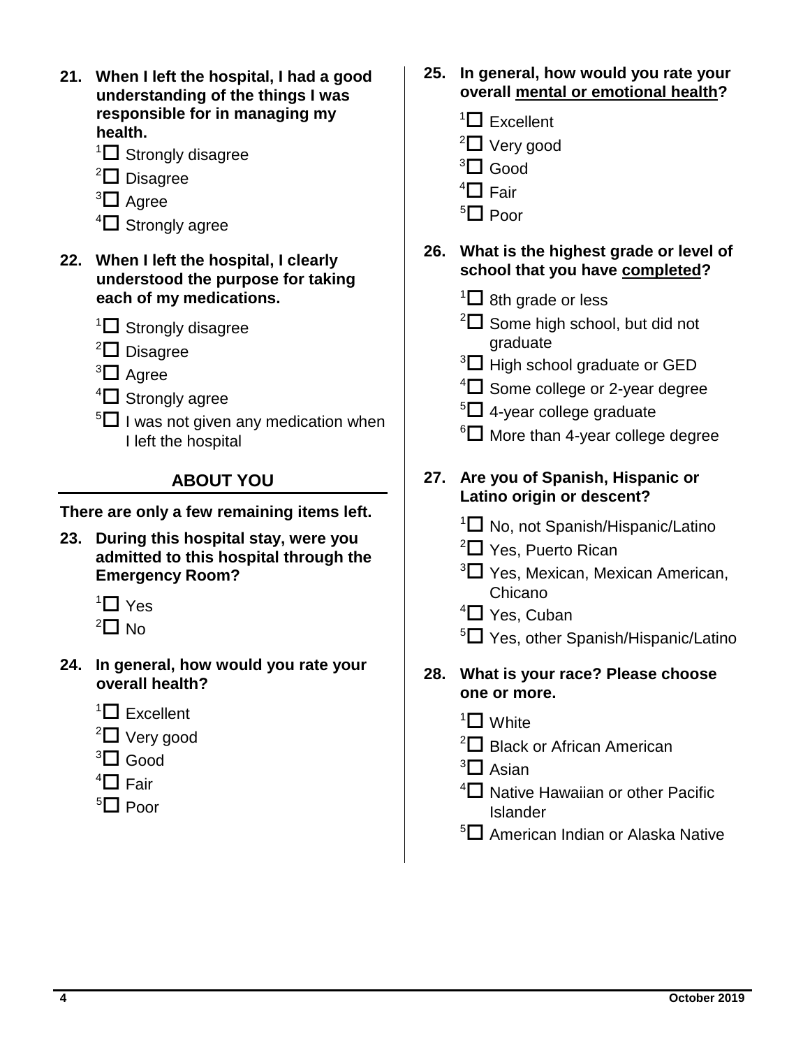**21. When I left the hospital, I had a good understanding of the things I was responsible for in managing my health.**

- [1] ☐ Strongly disagree
- [2] ☐ Disagree
- [3] ☐ Agree
- [4] ☐ Strongly agree

**22. When I left the hospital, I clearly understood the purpose for taking each of my medications.**

- [1] ☐ Strongly disagree
- [2] ☐ Disagree
- [3] ☐ Agree
- [4] ☐ Strongly agree
- [5] ☐ I was not given any medication when I left the hospital

## ABOUT YOU

**There are only a few remaining items left.**

**23. During this hospital stay, were you admitted to this hospital through the Emergency Room?**

- [1] ☐ Yes
- [2] ☐ No

**24. In general, how would you rate your overall health?**

- [1] ☐ Excellent
- [2] ☐ Very good
- [3] ☐ Good
- [4] ☐ Fair
- [5] ☐ Poor

**25. In general, how would you rate your overall <u>mental or emotional health</u>?**

- [1] ☐ Excellent
- [2] ☐ Very good
- [3] ☐ Good
- [4] ☐ Fair
- [5] ☐ Poor

**26. What is the highest grade or level of school that you have <u>completed</u>?**

- [1] ☐ 8th grade or less
- [2] ☐ Some high school, but did not graduate
- [3] ☐ High school graduate or GED
- [4] ☐ Some college or 2-year degree
- [5] ☐ 4-year college graduate
- [6] ☐ More than 4-year college degree

**27. Are you of Spanish, Hispanic or Latino origin or descent?**

- [1] ☐ No, not Spanish/Hispanic/Latino
- [2] ☐ Yes, Puerto Rican
- [3] ☐ Yes, Mexican, Mexican American, Chicano
- [4] ☐ Yes, Cuban
- [5] ☐ Yes, other Spanish/Hispanic/Latino

**28. What is your race? Please choose one or more.**

- [1] ☐ White
- [2] ☐ Black or African American
- [3] ☐ Asian
- [4] ☐ Native Hawaiian or other Pacific Islander
- [5] ☐ American Indian or Alaska Native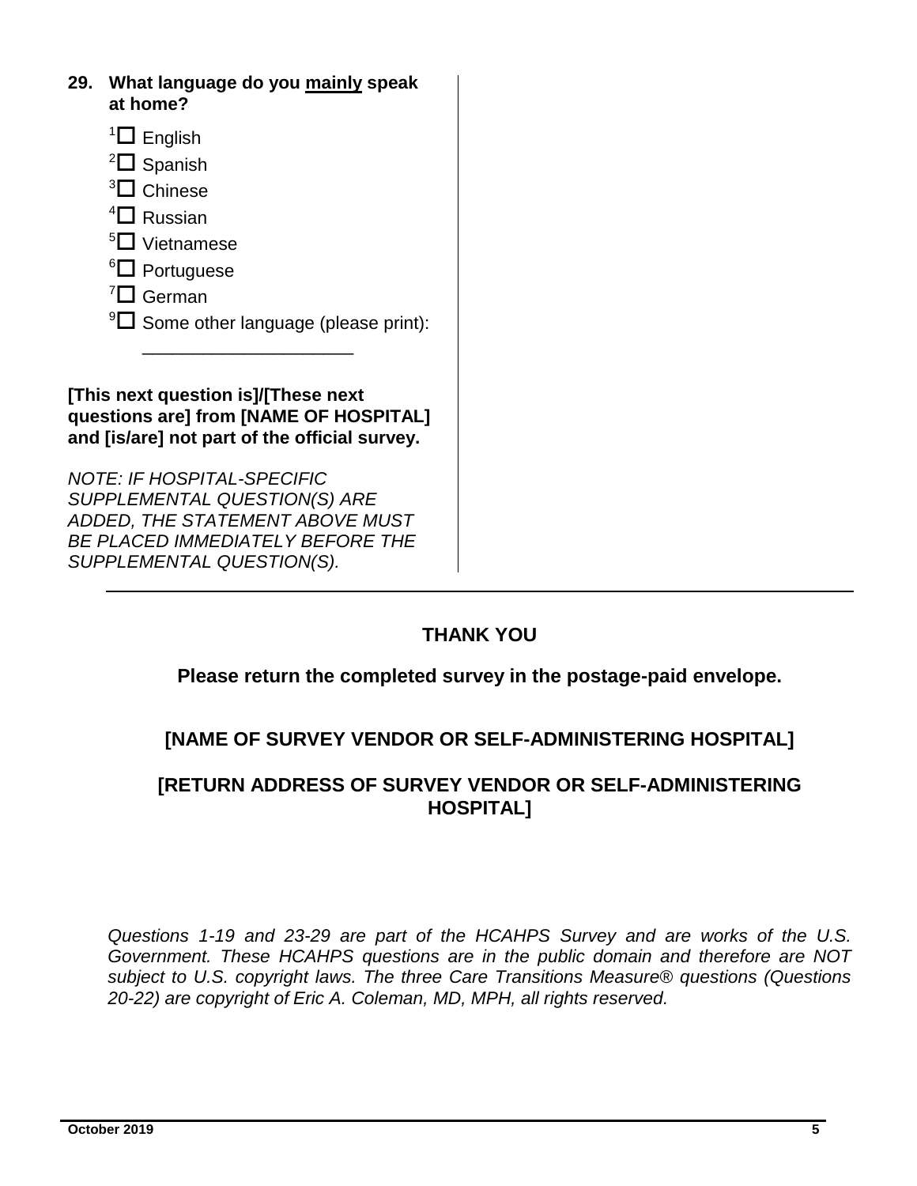**29. What language do you <u>mainly</u> speak at home?**

- [1] ☐ English
- [2] ☐ Spanish
- [3] ☐ Chinese
- [4] ☐ Russian
- [5] ☐ Vietnamese
- [6] ☐ Portuguese
- [7] ☐ German
- [9] ☐ Some other language (please print): ____________________

**[This next question is]/[These next questions are] from [NAME OF HOSPITAL] and [is/are] not part of the official survey.**

*NOTE: IF HOSPITAL-SPECIFIC SUPPLEMENTAL QUESTION(S) ARE ADDED, THE STATEMENT ABOVE MUST BE PLACED IMMEDIATELY BEFORE THE SUPPLEMENTAL QUESTION(S).*

---

**THANK YOU**

**Please return the completed survey in the postage-paid envelope.**

**[NAME OF SURVEY VENDOR OR SELF-ADMINISTERING HOSPITAL]**

**[RETURN ADDRESS OF SURVEY VENDOR OR SELF-ADMINISTERING HOSPITAL]**

*Questions 1-19 and 23-29 are part of the HCAHPS Survey and are works of the U.S. Government. These HCAHPS questions are in the public domain and therefore are NOT subject to U.S. copyright laws. The three Care Transitions Measure® questions (Questions 20-22) are copyright of Eric A. Coleman, MD, MPH, all rights reserved.*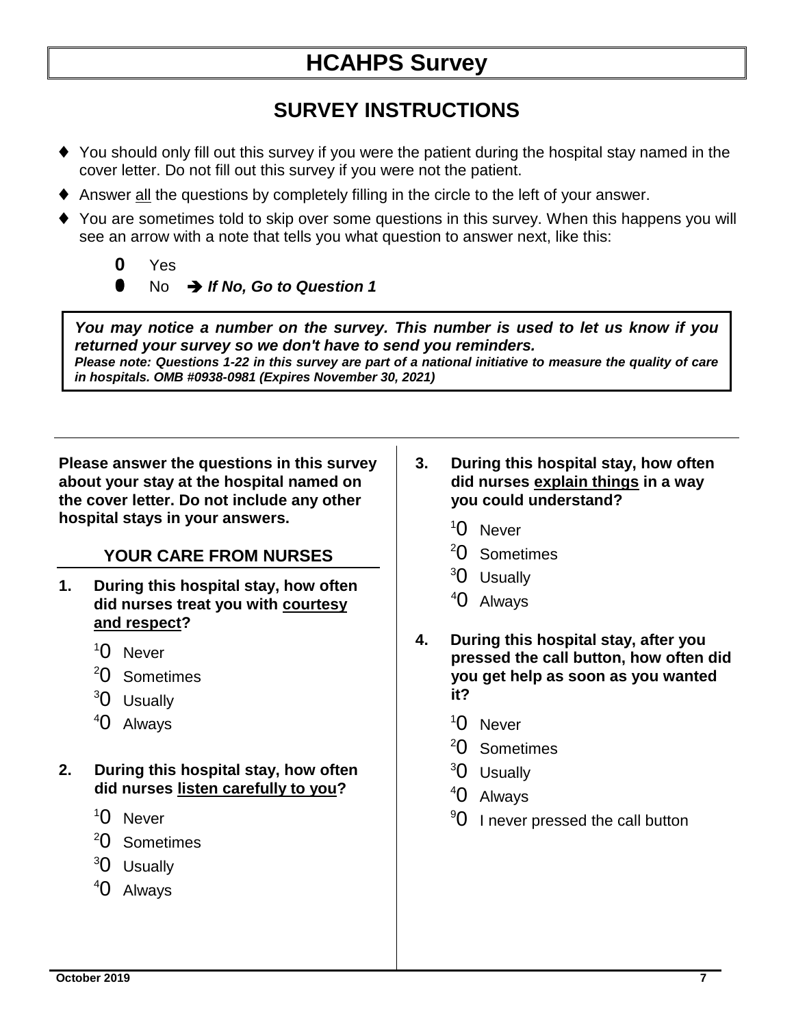# HCAHPS Survey

## SURVEY INSTRUCTIONS

- You should only fill out this survey if you were the patient during the hospital stay named in the cover letter. Do not fill out this survey if you were not the patient.
- Answer <u>all</u> the questions by completely filling in the circle to the left of your answer.
- You are sometimes told to skip over some questions in this survey. When this happens you will see an arrow with a note that tells you what question to answer next, like this:

  0 Yes

  ● No → ***If No, Go to Question 1***

> ***You may notice a number on the survey. This number is used to let us know if you returned your survey so we don't have to send you reminders.***
>
> ***Please note: Questions 1-22 in this survey are part of a national initiative to measure the quality of care in hospitals. OMB #0938-0981 (Expires November 30, 2021)***

**Please answer the questions in this survey about your stay at the hospital named on the cover letter. Do not include any other hospital stays in your answers.**

### YOUR CARE FROM NURSES

**1. During this hospital stay, how often did nurses treat you with <u>courtesy and respect</u>?**

- [1] 0 Never
- [2] 0 Sometimes
- [3] 0 Usually
- [4] 0 Always

**2. During this hospital stay, how often did nurses <u>listen carefully to you</u>?**

- [1] 0 Never
- [2] 0 Sometimes
- [3] 0 Usually
- [4] 0 Always

**3. During this hospital stay, how often did nurses <u>explain things</u> in a way you could understand?**

- [1] 0 Never
- [2] 0 Sometimes
- [3] 0 Usually
- [4] 0 Always

**4. During this hospital stay, after you pressed the call button, how often did you get help as soon as you wanted it?**

- [1] 0 Never
- [2] 0 Sometimes
- [3] 0 Usually
- [4] 0 Always
- [9] 0 I never pressed the call button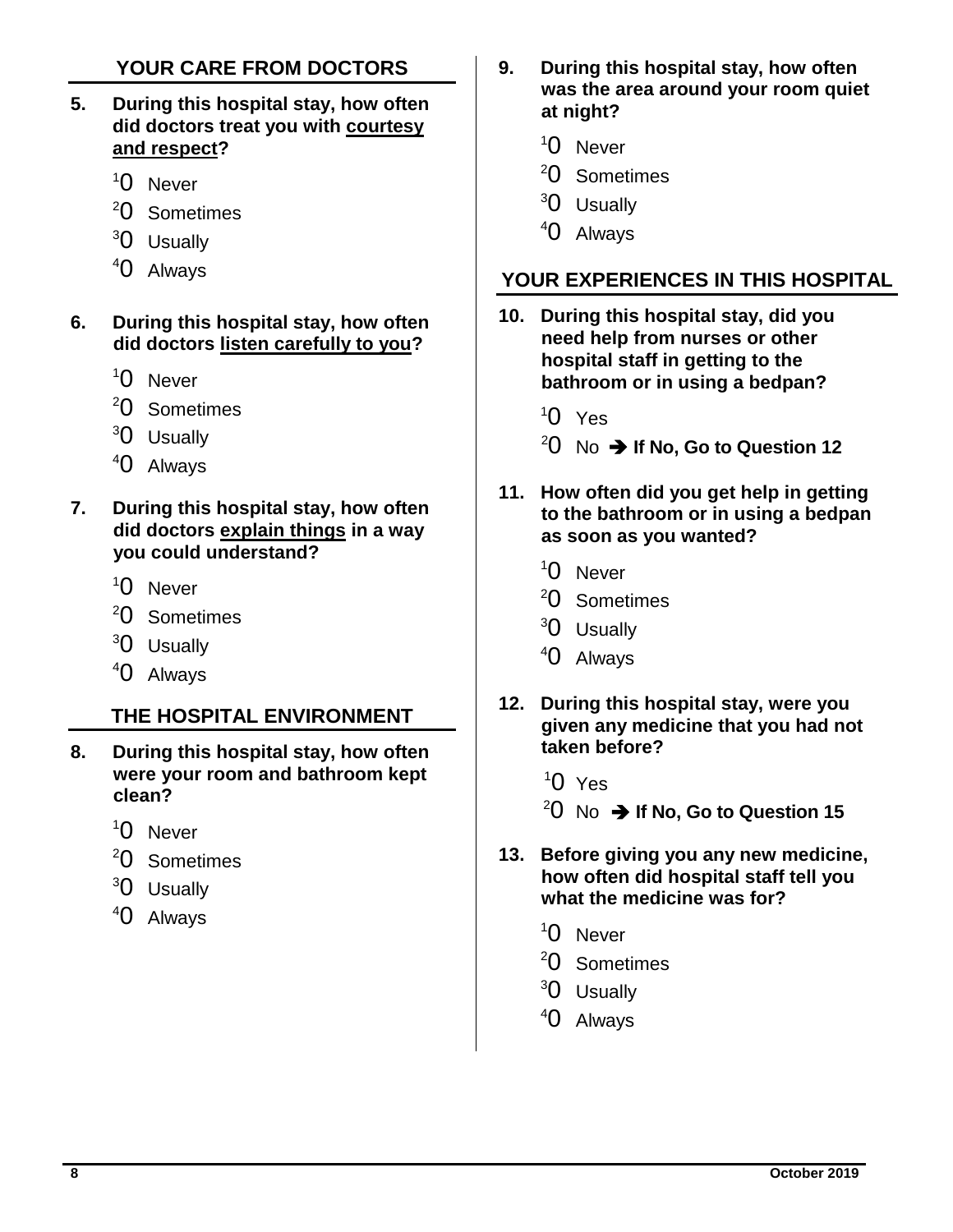## YOUR CARE FROM DOCTORS

**5. During this hospital stay, how often did doctors treat you with <u>courtesy and respect</u>?**

[1] O Never
[2] O Sometimes
[3] O Usually
[4] O Always

**6. During this hospital stay, how often did doctors <u>listen carefully to you</u>?**

[1] O Never
[2] O Sometimes
[3] O Usually
[4] O Always

**7. During this hospital stay, how often did doctors <u>explain things</u> in a way you could understand?**

[1] O Never
[2] O Sometimes
[3] O Usually
[4] O Always

## THE HOSPITAL ENVIRONMENT

**8. During this hospital stay, how often were your room and bathroom kept clean?**

[1] O Never
[2] O Sometimes
[3] O Usually
[4] O Always

**9. During this hospital stay, how often was the area around your room quiet at night?**

[1] O Never
[2] O Sometimes
[3] O Usually
[4] O Always

## YOUR EXPERIENCES IN THIS HOSPITAL

**10. During this hospital stay, did you need help from nurses or other hospital staff in getting to the bathroom or in using a bedpan?**

[1] O Yes
[2] O No ➔ **If No, Go to Question 12**

**11. How often did you get help in getting to the bathroom or in using a bedpan as soon as you wanted?**

[1] O Never
[2] O Sometimes
[3] O Usually
[4] O Always

**12. During this hospital stay, were you given any medicine that you had not taken before?**

[1] O Yes
[2] O No ➔ **If No, Go to Question 15**

**13. Before giving you any new medicine, how often did hospital staff tell you what the medicine was for?**

[1] O Never
[2] O Sometimes
[3] O Usually
[4] O Always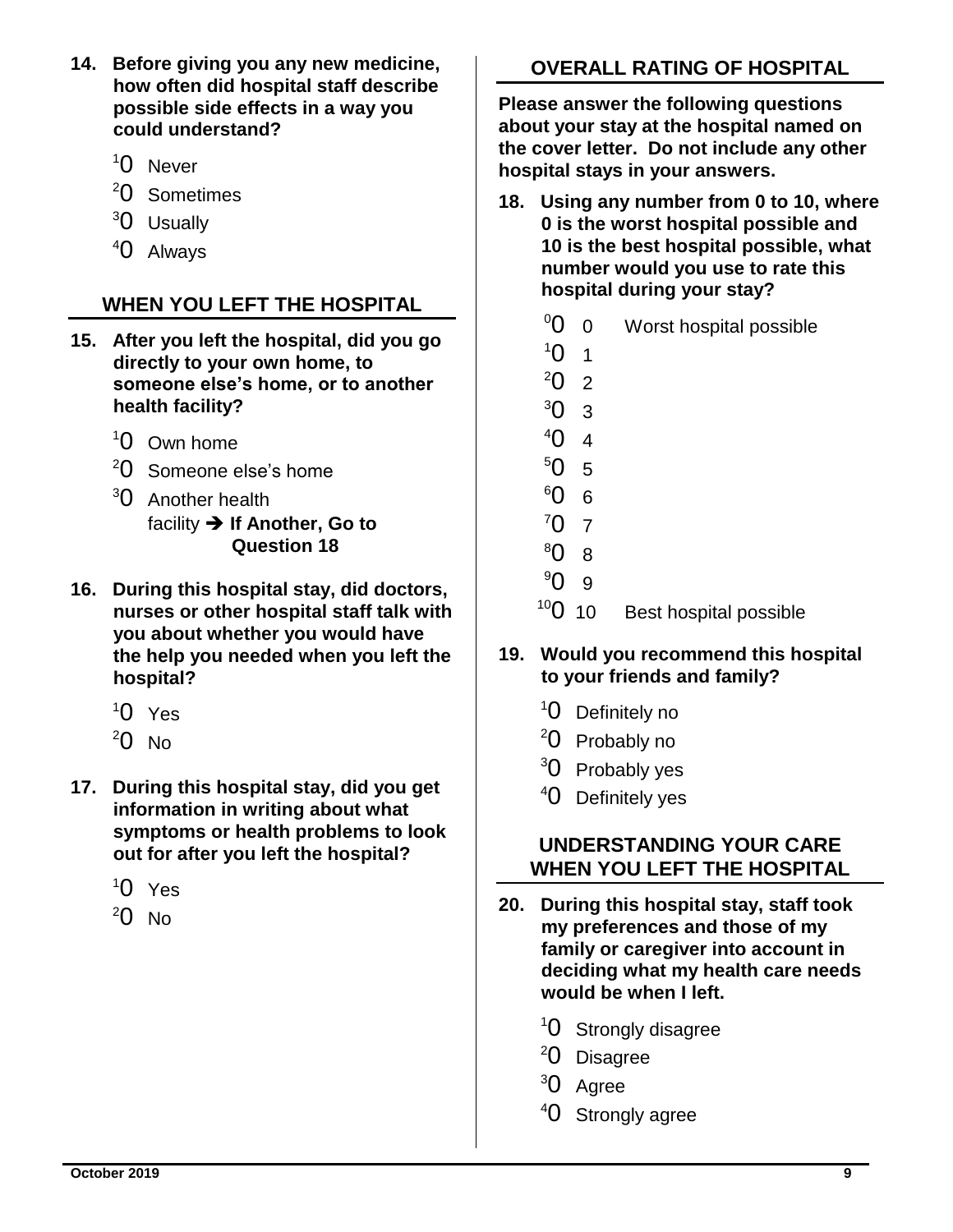**14. Before giving you any new medicine, how often did hospital staff describe possible side effects in a way you could understand?**

[1] Never
[2] Sometimes
[3] Usually
[4] Always

## WHEN YOU LEFT THE HOSPITAL

**15. After you left the hospital, did you go directly to your own home, to someone else's home, or to another health facility?**

[1] Own home
[2] Someone else's home
[3] Another health facility ➔ **If Another, Go to Question 18**

**16. During this hospital stay, did doctors, nurses or other hospital staff talk with you about whether you would have the help you needed when you left the hospital?**

[1] Yes
[2] No

**17. During this hospital stay, did you get information in writing about what symptoms or health problems to look out for after you left the hospital?**

[1] Yes
[2] No

## OVERALL RATING OF HOSPITAL

**Please answer the following questions about your stay at the hospital named on the cover letter. Do not include any other hospital stays in your answers.**

**18. Using any number from 0 to 10, where 0 is the worst hospital possible and 10 is the best hospital possible, what number would you use to rate this hospital during your stay?**

[0] 0 Worst hospital possible
[1] 1
[2] 2
[3] 3
[4] 4
[5] 5
[6] 6
[7] 7
[8] 8
[9] 9
[10] 10 Best hospital possible

**19. Would you recommend this hospital to your friends and family?**

[1] Definitely no
[2] Probably no
[3] Probably yes
[4] Definitely yes

## UNDERSTANDING YOUR CARE WHEN YOU LEFT THE HOSPITAL

**20. During this hospital stay, staff took my preferences and those of my family or caregiver into account in deciding what my health care needs would be when I left.**

[1] Strongly disagree
[2] Disagree
[3] Agree
[4] Strongly agree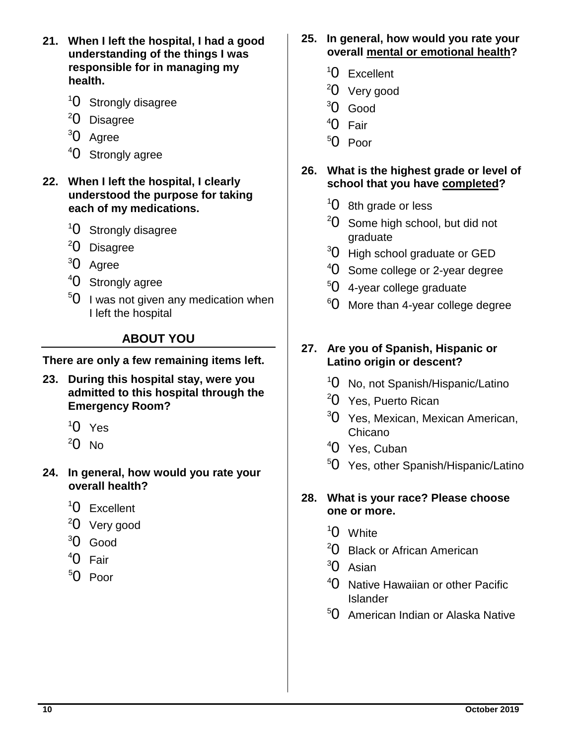**21. When I left the hospital, I had a good understanding of the things I was responsible for in managing my health.**

- [1] O Strongly disagree
- [2] O Disagree
- [3] O Agree
- [4] O Strongly agree

**22. When I left the hospital, I clearly understood the purpose for taking each of my medications.**

- [1] O Strongly disagree
- [2] O Disagree
- [3] O Agree
- [4] O Strongly agree
- [5] O I was not given any medication when I left the hospital

## ABOUT YOU

**There are only a few remaining items left.**

**23. During this hospital stay, were you admitted to this hospital through the Emergency Room?**

- [1] O Yes
- [2] O No

**24. In general, how would you rate your overall health?**

- [1] O Excellent
- [2] O Very good
- [3] O Good
- [4] O Fair
- [5] O Poor

**25. In general, how would you rate your overall <u>mental or emotional health</u>?**

- [1] O Excellent
- [2] O Very good
- [3] O Good
- [4] O Fair
- [5] O Poor

**26. What is the highest grade or level of school that you have <u>completed</u>?**

- [1] O 8th grade or less
- [2] O Some high school, but did not graduate
- [3] O High school graduate or GED
- [4] O Some college or 2-year degree
- [5] O 4-year college graduate
- [6] O More than 4-year college degree

**27. Are you of Spanish, Hispanic or Latino origin or descent?**

- [1] O No, not Spanish/Hispanic/Latino
- [2] O Yes, Puerto Rican
- [3] O Yes, Mexican, Mexican American, Chicano
- [4] O Yes, Cuban
- [5] O Yes, other Spanish/Hispanic/Latino

**28. What is your race? Please choose one or more.**

- [1] O White
- [2] O Black or African American
- [3] O Asian
- [4] O Native Hawaiian or other Pacific Islander
- [5] O American Indian or Alaska Native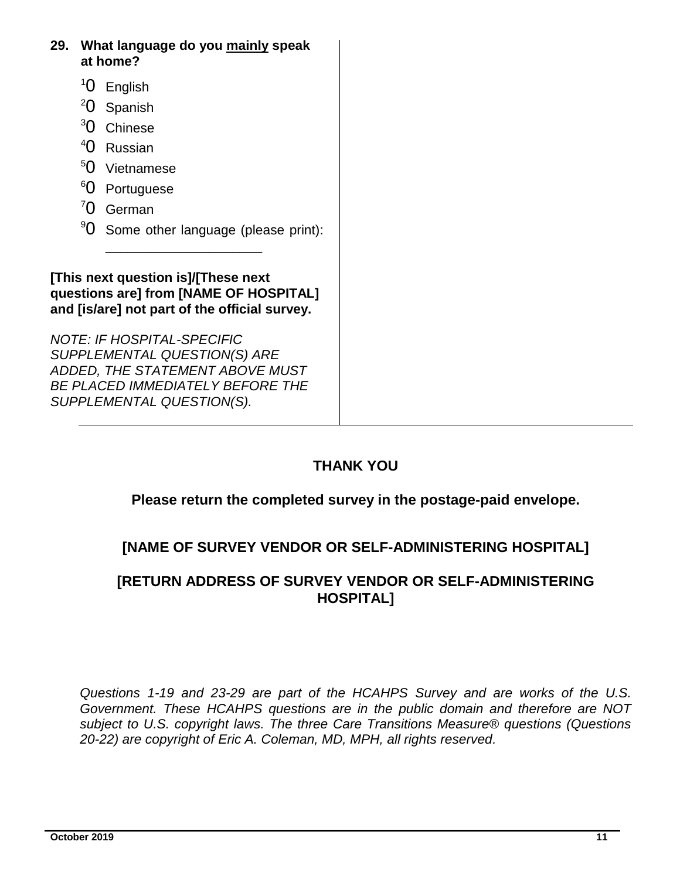**29. What language do you mainly speak at home?**

- [1] O English
- [2] O Spanish
- [3] O Chinese
- [4] O Russian
- [5] O Vietnamese
- [6] O Portuguese
- [7] O German
- [9] O Some other language (please print): ____________________

**[This next question is]/[These next questions are] from [NAME OF HOSPITAL] and [is/are] not part of the official survey.**

*NOTE: IF HOSPITAL-SPECIFIC SUPPLEMENTAL QUESTION(S) ARE ADDED, THE STATEMENT ABOVE MUST BE PLACED IMMEDIATELY BEFORE THE SUPPLEMENTAL QUESTION(S).*

**THANK YOU**

**Please return the completed survey in the postage-paid envelope.**

**[NAME OF SURVEY VENDOR OR SELF-ADMINISTERING HOSPITAL]**

**[RETURN ADDRESS OF SURVEY VENDOR OR SELF-ADMINISTERING HOSPITAL]**

*Questions 1-19 and 23-29 are part of the HCAHPS Survey and are works of the U.S. Government. These HCAHPS questions are in the public domain and therefore are NOT subject to U.S. copyright laws. The three Care Transitions Measure® questions (Questions 20-22) are copyright of Eric A. Coleman, MD, MPH, all rights reserved.*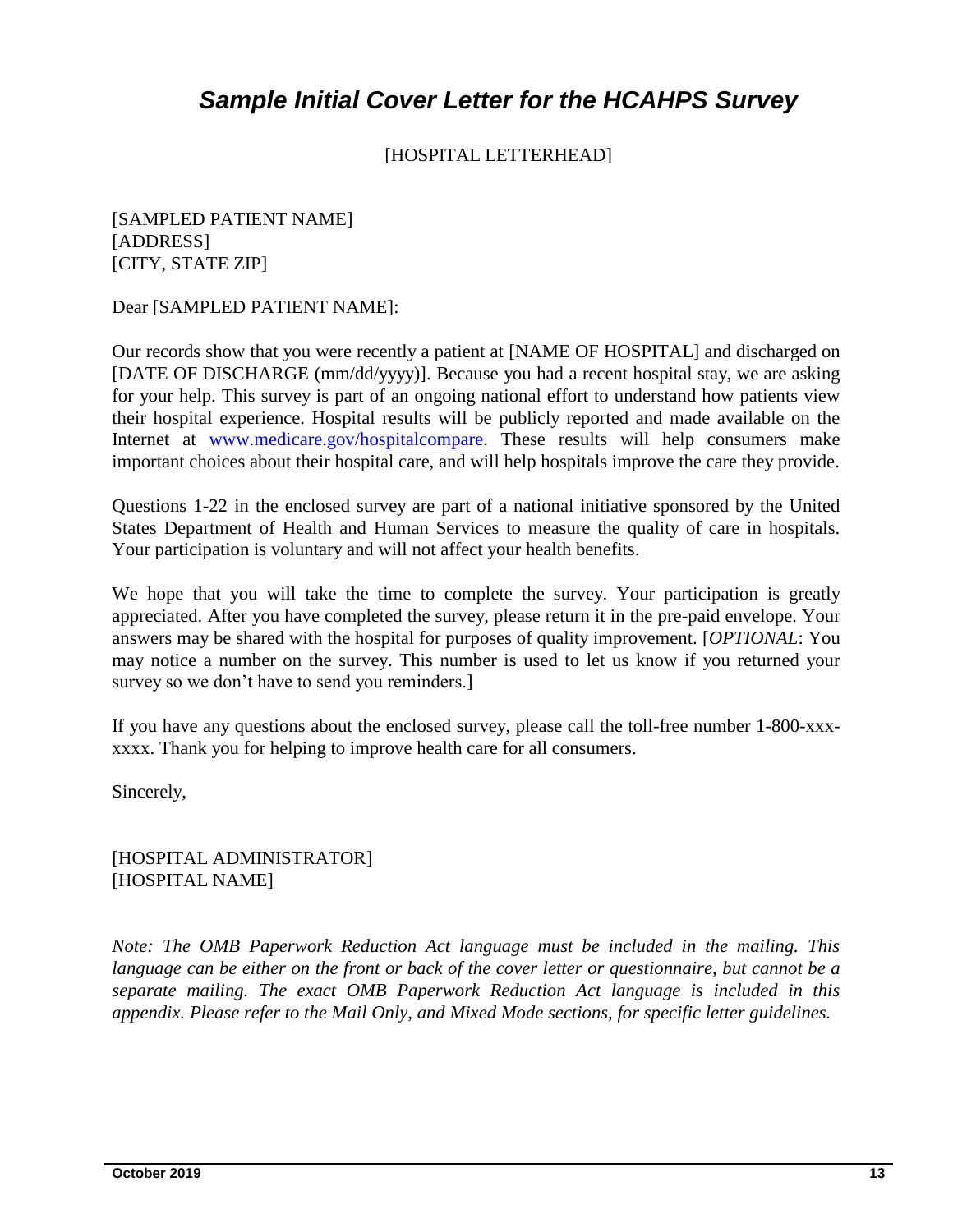# *Sample Initial Cover Letter for the HCAHPS Survey*

[HOSPITAL LETTERHEAD]

[SAMPLED PATIENT NAME]
[ADDRESS]
[CITY, STATE ZIP]

Dear [SAMPLED PATIENT NAME]:

Our records show that you were recently a patient at [NAME OF HOSPITAL] and discharged on [DATE OF DISCHARGE (mm/dd/yyyy)]. Because you had a recent hospital stay, we are asking for your help. This survey is part of an ongoing national effort to understand how patients view their hospital experience. Hospital results will be publicly reported and made available on the Internet at www.medicare.gov/hospitalcompare. These results will help consumers make important choices about their hospital care, and will help hospitals improve the care they provide.

Questions 1-22 in the enclosed survey are part of a national initiative sponsored by the United States Department of Health and Human Services to measure the quality of care in hospitals. Your participation is voluntary and will not affect your health benefits.

We hope that you will take the time to complete the survey. Your participation is greatly appreciated. After you have completed the survey, please return it in the pre-paid envelope. Your answers may be shared with the hospital for purposes of quality improvement. [*OPTIONAL*: You may notice a number on the survey. This number is used to let us know if you returned your survey so we don't have to send you reminders.]

If you have any questions about the enclosed survey, please call the toll-free number 1-800-xxx-xxxx. Thank you for helping to improve health care for all consumers.

Sincerely,

[HOSPITAL ADMINISTRATOR]
[HOSPITAL NAME]

*Note: The OMB Paperwork Reduction Act language must be included in the mailing. This language can be either on the front or back of the cover letter or questionnaire, but cannot be a separate mailing. The exact OMB Paperwork Reduction Act language is included in this appendix. Please refer to the Mail Only, and Mixed Mode sections, for specific letter guidelines.*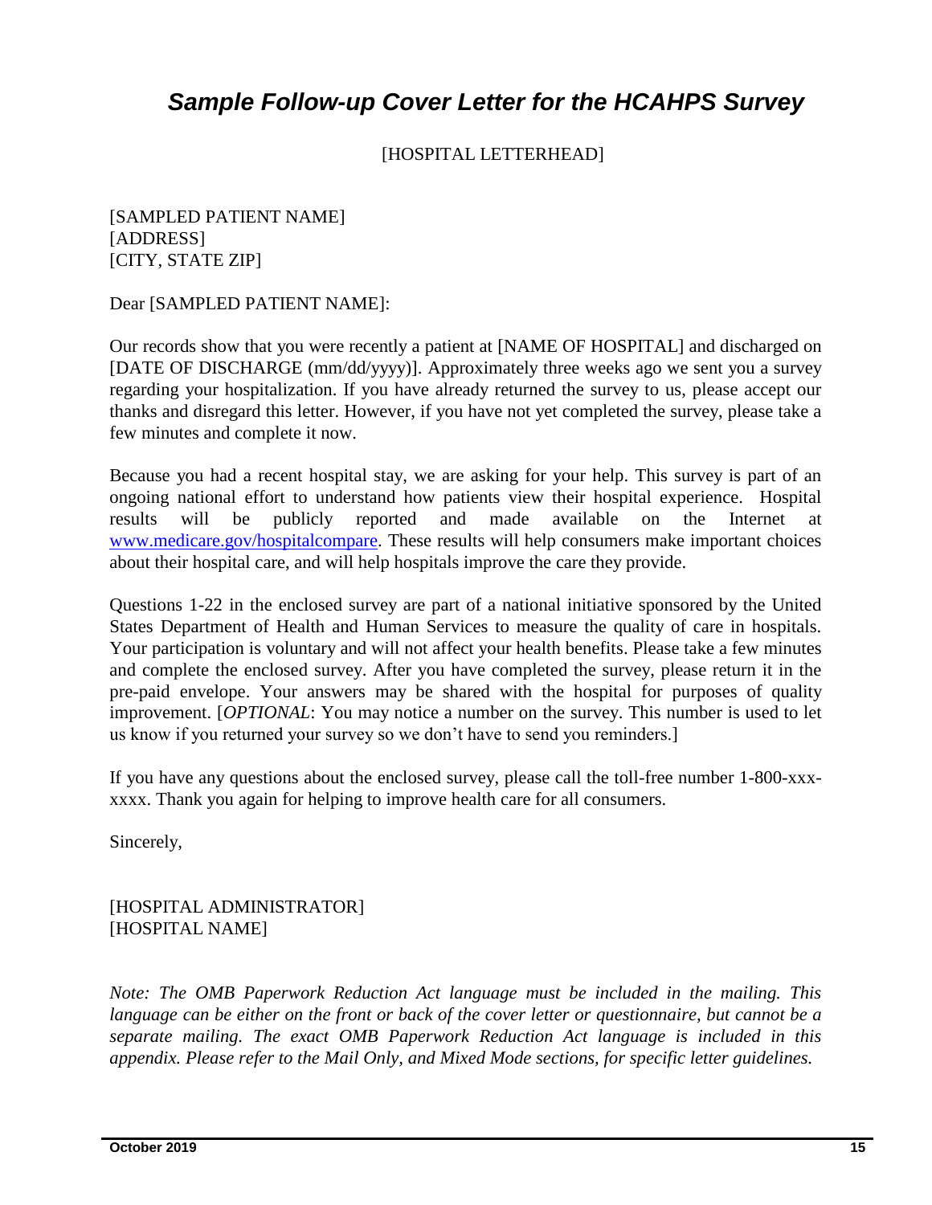## *Sample Follow-up Cover Letter for the HCAHPS Survey*

[HOSPITAL LETTERHEAD]

[SAMPLED PATIENT NAME]
[ADDRESS]
[CITY, STATE ZIP]

Dear [SAMPLED PATIENT NAME]:

Our records show that you were recently a patient at [NAME OF HOSPITAL] and discharged on [DATE OF DISCHARGE (mm/dd/yyyy)]. Approximately three weeks ago we sent you a survey regarding your hospitalization. If you have already returned the survey to us, please accept our thanks and disregard this letter. However, if you have not yet completed the survey, please take a few minutes and complete it now.

Because you had a recent hospital stay, we are asking for your help. This survey is part of an ongoing national effort to understand how patients view their hospital experience. Hospital results will be publicly reported and made available on the Internet at [www.medicare.gov/hospitalcompare](http://www.medicare.gov/hospitalcompare). These results will help consumers make important choices about their hospital care, and will help hospitals improve the care they provide.

Questions 1-22 in the enclosed survey are part of a national initiative sponsored by the United States Department of Health and Human Services to measure the quality of care in hospitals. Your participation is voluntary and will not affect your health benefits. Please take a few minutes and complete the enclosed survey. After you have completed the survey, please return it in the pre-paid envelope. Your answers may be shared with the hospital for purposes of quality improvement. [*OPTIONAL*: You may notice a number on the survey. This number is used to let us know if you returned your survey so we don't have to send you reminders.]

If you have any questions about the enclosed survey, please call the toll-free number 1-800-xxx-xxxx. Thank you again for helping to improve health care for all consumers.

Sincerely,

[HOSPITAL ADMINISTRATOR]
[HOSPITAL NAME]

*Note: The OMB Paperwork Reduction Act language must be included in the mailing. This language can be either on the front or back of the cover letter or questionnaire, but cannot be a separate mailing. The exact OMB Paperwork Reduction Act language is included in this appendix. Please refer to the Mail Only, and Mixed Mode sections, for specific letter guidelines.*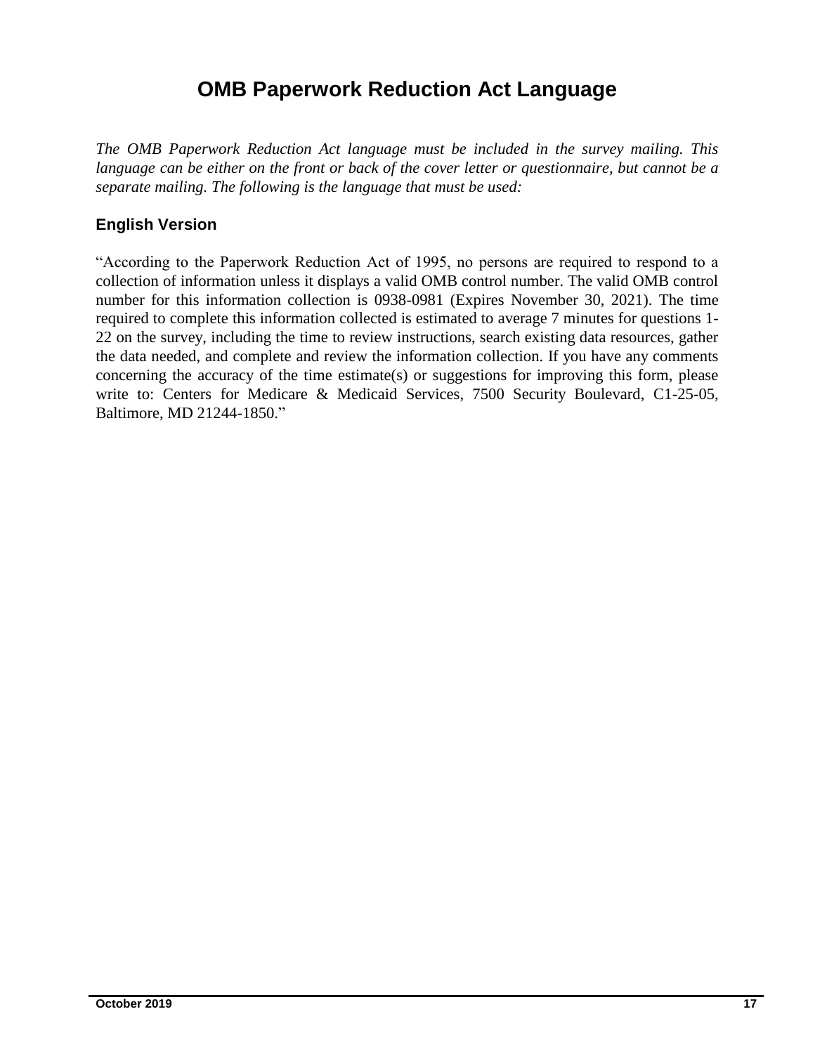# OMB Paperwork Reduction Act Language

*The OMB Paperwork Reduction Act language must be included in the survey mailing. This language can be either on the front or back of the cover letter or questionnaire, but cannot be a separate mailing. The following is the language that must be used:*

## English Version

"According to the Paperwork Reduction Act of 1995, no persons are required to respond to a collection of information unless it displays a valid OMB control number. The valid OMB control number for this information collection is 0938-0981 (Expires November 30, 2021). The time required to complete this information collected is estimated to average 7 minutes for questions 1-22 on the survey, including the time to review instructions, search existing data resources, gather the data needed, and complete and review the information collection. If you have any comments concerning the accuracy of the time estimate(s) or suggestions for improving this form, please write to: Centers for Medicare & Medicaid Services, 7500 Security Boulevard, C1-25-05, Baltimore, MD 21244-1850."